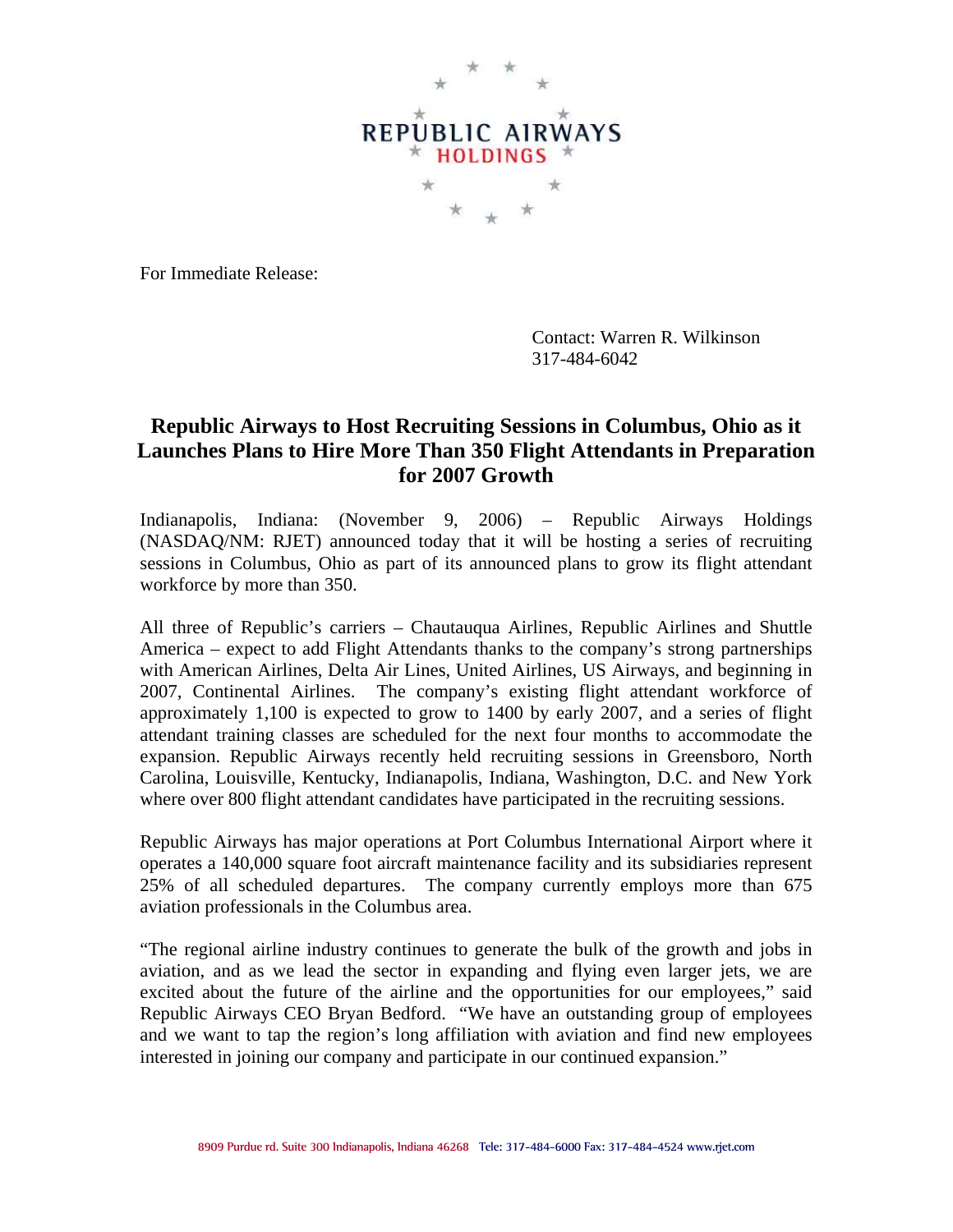REPUBLIC AIRWAYS HOLDINGS

For Immediate Release:

Contact: Warren R. Wilkinson
317-484-6042

# Republic Airways to Host Recruiting Sessions in Columbus, Ohio as it Launches Plans to Hire More Than 350 Flight Attendants in Preparation for 2007 Growth

Indianapolis, Indiana: (November 9, 2006) – Republic Airways Holdings (NASDAQ/NM: RJET) announced today that it will be hosting a series of recruiting sessions in Columbus, Ohio as part of its announced plans to grow its flight attendant workforce by more than 350.

All three of Republic's carriers – Chautauqua Airlines, Republic Airlines and Shuttle America – expect to add Flight Attendants thanks to the company's strong partnerships with American Airlines, Delta Air Lines, United Airlines, US Airways, and beginning in 2007, Continental Airlines. The company's existing flight attendant workforce of approximately 1,100 is expected to grow to 1400 by early 2007, and a series of flight attendant training classes are scheduled for the next four months to accommodate the expansion. Republic Airways recently held recruiting sessions in Greensboro, North Carolina, Louisville, Kentucky, Indianapolis, Indiana, Washington, D.C. and New York where over 800 flight attendant candidates have participated in the recruiting sessions.

Republic Airways has major operations at Port Columbus International Airport where it operates a 140,000 square foot aircraft maintenance facility and its subsidiaries represent 25% of all scheduled departures. The company currently employs more than 675 aviation professionals in the Columbus area.

"The regional airline industry continues to generate the bulk of the growth and jobs in aviation, and as we lead the sector in expanding and flying even larger jets, we are excited about the future of the airline and the opportunities for our employees," said Republic Airways CEO Bryan Bedford. "We have an outstanding group of employees and we want to tap the region's long affiliation with aviation and find new employees interested in joining our company and participate in our continued expansion."

8909 Purdue rd. Suite 300 Indianapolis, Indiana 46268 Tele: 317-484-6000 Fax: 317-484-4524 www.rjet.com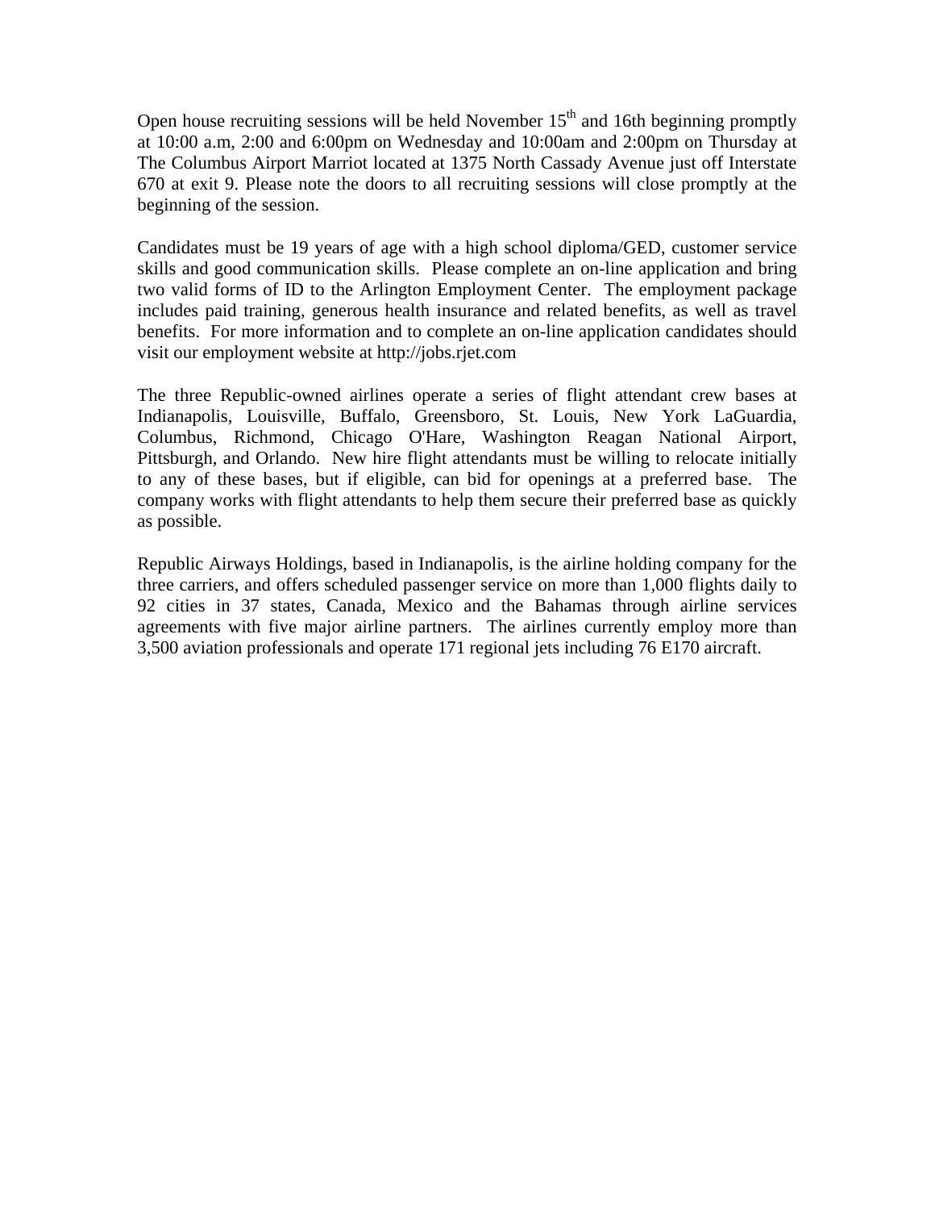Open house recruiting sessions will be held November 15th and 16th beginning promptly at 10:00 a.m, 2:00 and 6:00pm on Wednesday and 10:00am and 2:00pm on Thursday at The Columbus Airport Marriot located at 1375 North Cassady Avenue just off Interstate 670 at exit 9. Please note the doors to all recruiting sessions will close promptly at the beginning of the session.

Candidates must be 19 years of age with a high school diploma/GED, customer service skills and good communication skills. Please complete an on-line application and bring two valid forms of ID to the Arlington Employment Center. The employment package includes paid training, generous health insurance and related benefits, as well as travel benefits. For more information and to complete an on-line application candidates should visit our employment website at http://jobs.rjet.com

The three Republic-owned airlines operate a series of flight attendant crew bases at Indianapolis, Louisville, Buffalo, Greensboro, St. Louis, New York LaGuardia, Columbus, Richmond, Chicago O'Hare, Washington Reagan National Airport, Pittsburgh, and Orlando. New hire flight attendants must be willing to relocate initially to any of these bases, but if eligible, can bid for openings at a preferred base. The company works with flight attendants to help them secure their preferred base as quickly as possible.

Republic Airways Holdings, based in Indianapolis, is the airline holding company for the three carriers, and offers scheduled passenger service on more than 1,000 flights daily to 92 cities in 37 states, Canada, Mexico and the Bahamas through airline services agreements with five major airline partners. The airlines currently employ more than 3,500 aviation professionals and operate 171 regional jets including 76 E170 aircraft.